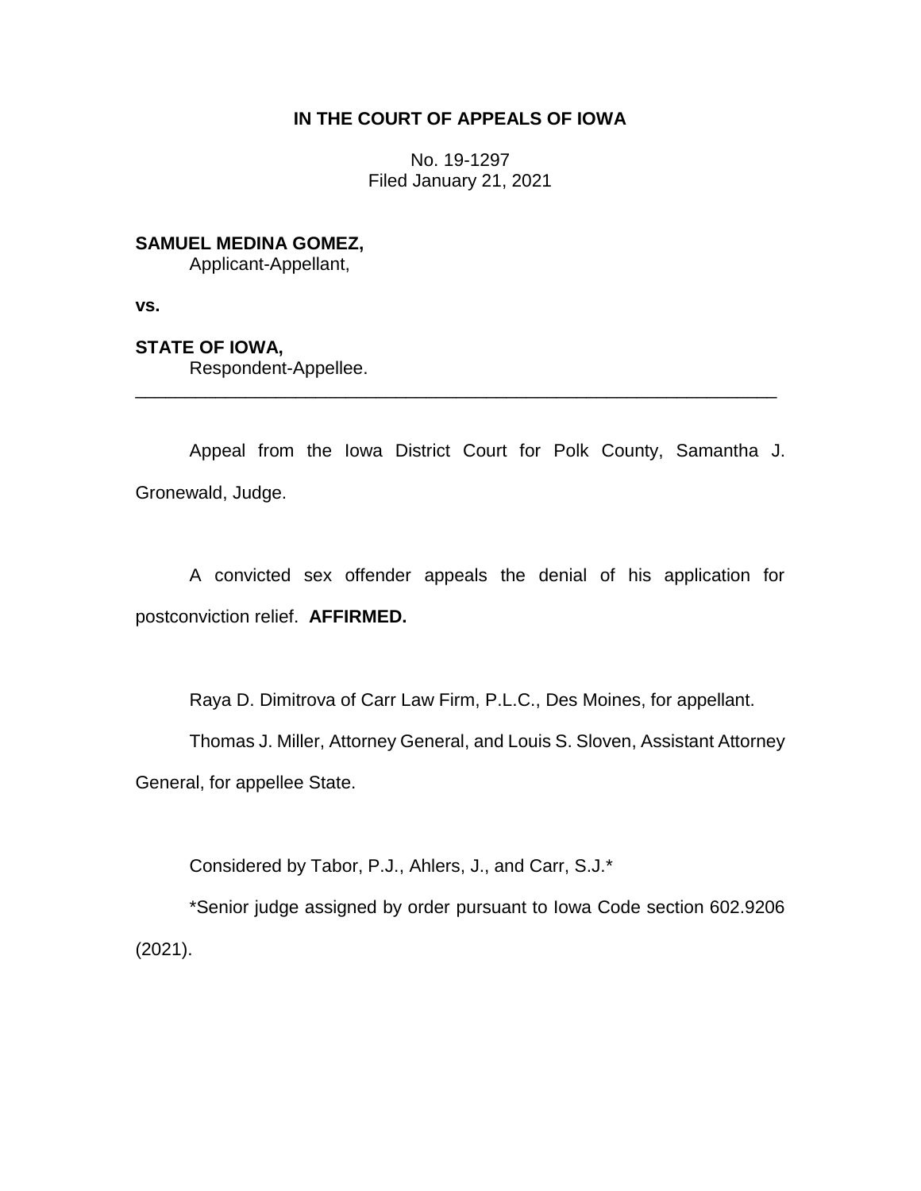**IN THE COURT OF APPEALS OF IOWA**

No. 19-1297
Filed January 21, 2021

**SAMUEL MEDINA GOMEZ,**
Applicant-Appellant,

**vs.**

**STATE OF IOWA,**
Respondent-Appellee.

---

Appeal from the Iowa District Court for Polk County, Samantha J. Gronewald, Judge.

A convicted sex offender appeals the denial of his application for postconviction relief. **AFFIRMED.**

Raya D. Dimitrova of Carr Law Firm, P.L.C., Des Moines, for appellant.

Thomas J. Miller, Attorney General, and Louis S. Sloven, Assistant Attorney General, for appellee State.

Considered by Tabor, P.J., Ahlers, J., and Carr, S.J.*

*Senior judge assigned by order pursuant to Iowa Code section 602.9206 (2021).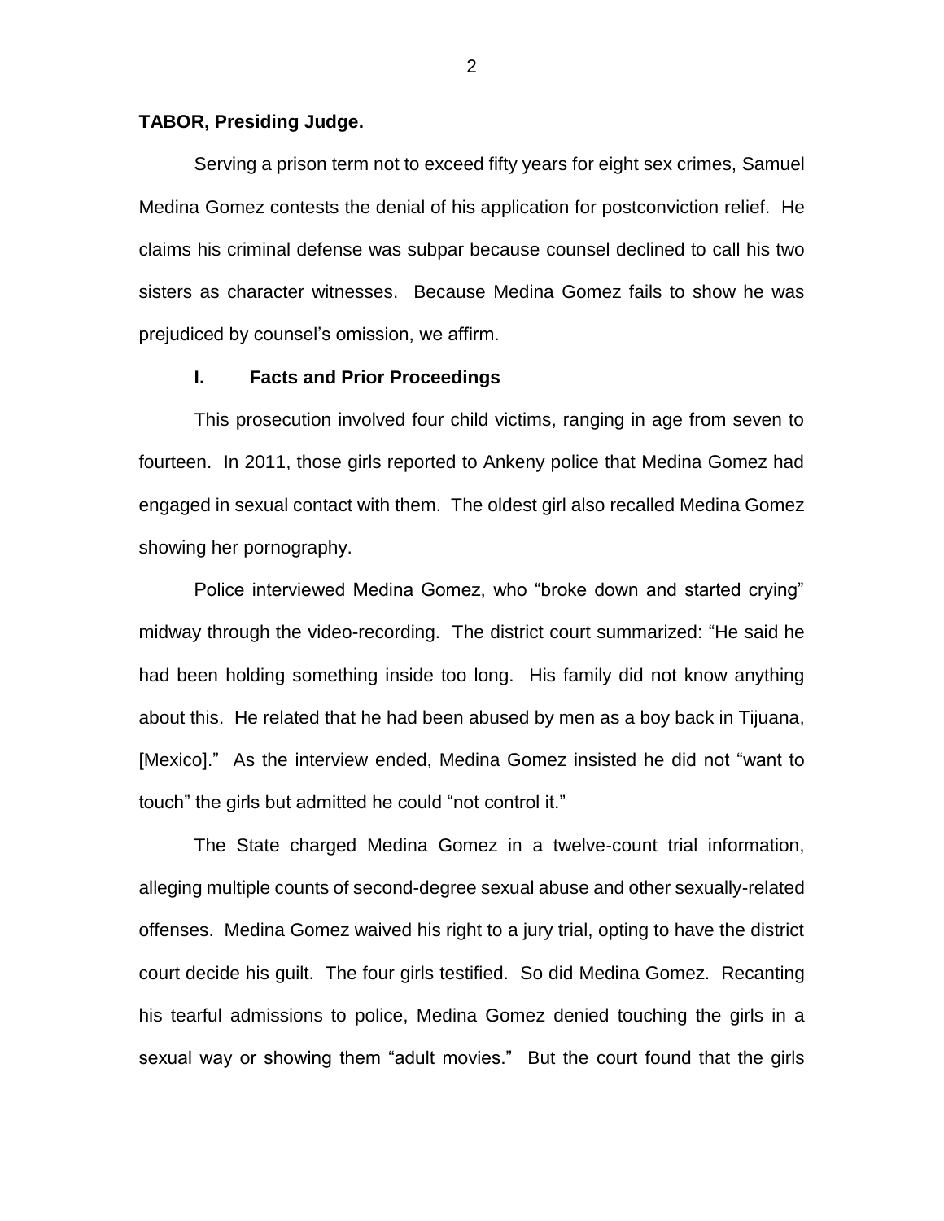**TABOR, Presiding Judge.**

Serving a prison term not to exceed fifty years for eight sex crimes, Samuel Medina Gomez contests the denial of his application for postconviction relief. He claims his criminal defense was subpar because counsel declined to call his two sisters as character witnesses. Because Medina Gomez fails to show he was prejudiced by counsel's omission, we affirm.

## I. Facts and Prior Proceedings

This prosecution involved four child victims, ranging in age from seven to fourteen. In 2011, those girls reported to Ankeny police that Medina Gomez had engaged in sexual contact with them. The oldest girl also recalled Medina Gomez showing her pornography.

Police interviewed Medina Gomez, who "broke down and started crying" midway through the video-recording. The district court summarized: "He said he had been holding something inside too long. His family did not know anything about this. He related that he had been abused by men as a boy back in Tijuana, [Mexico]." As the interview ended, Medina Gomez insisted he did not "want to touch" the girls but admitted he could "not control it."

The State charged Medina Gomez in a twelve-count trial information, alleging multiple counts of second-degree sexual abuse and other sexually-related offenses. Medina Gomez waived his right to a jury trial, opting to have the district court decide his guilt. The four girls testified. So did Medina Gomez. Recanting his tearful admissions to police, Medina Gomez denied touching the girls in a sexual way or showing them "adult movies." But the court found that the girls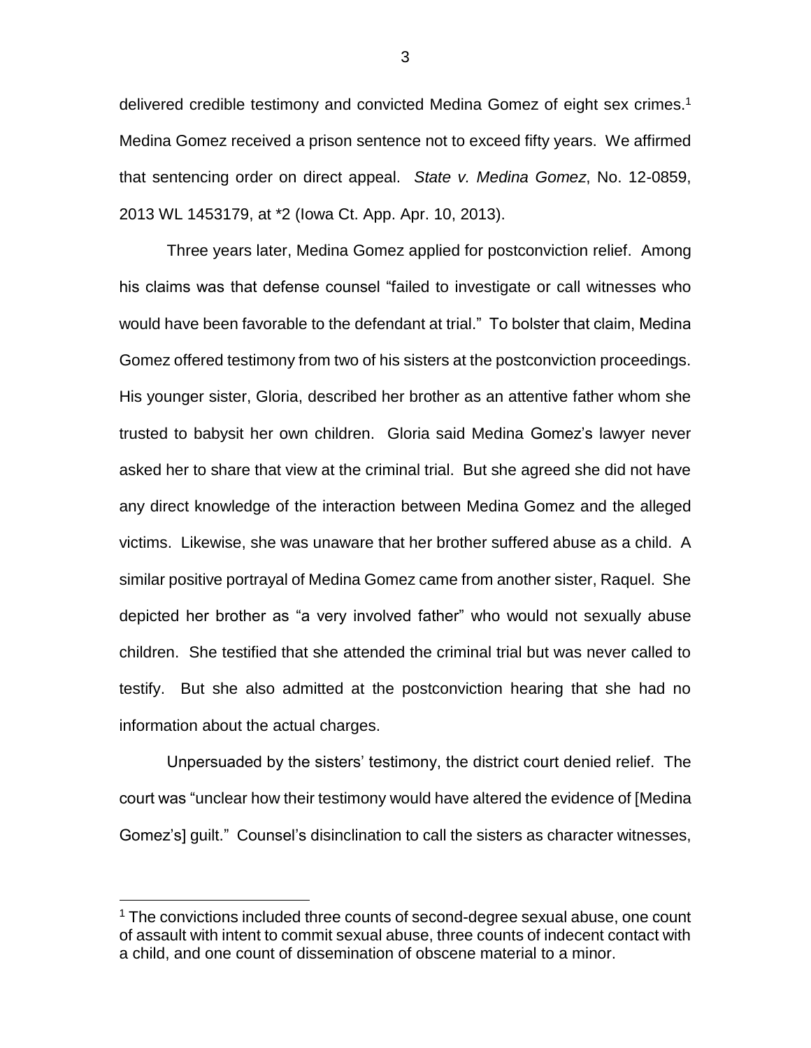delivered credible testimony and convicted Medina Gomez of eight sex crimes.[1] Medina Gomez received a prison sentence not to exceed fifty years. We affirmed that sentencing order on direct appeal. *State v. Medina Gomez*, No. 12-0859, 2013 WL 1453179, at *2 (Iowa Ct. App. Apr. 10, 2013).

Three years later, Medina Gomez applied for postconviction relief. Among his claims was that defense counsel "failed to investigate or call witnesses who would have been favorable to the defendant at trial." To bolster that claim, Medina Gomez offered testimony from two of his sisters at the postconviction proceedings. His younger sister, Gloria, described her brother as an attentive father whom she trusted to babysit her own children. Gloria said Medina Gomez's lawyer never asked her to share that view at the criminal trial. But she agreed she did not have any direct knowledge of the interaction between Medina Gomez and the alleged victims. Likewise, she was unaware that her brother suffered abuse as a child. A similar positive portrayal of Medina Gomez came from another sister, Raquel. She depicted her brother as "a very involved father" who would not sexually abuse children. She testified that she attended the criminal trial but was never called to testify. But she also admitted at the postconviction hearing that she had no information about the actual charges.

Unpersuaded by the sisters' testimony, the district court denied relief. The court was "unclear how their testimony would have altered the evidence of [Medina Gomez's] guilt." Counsel's disinclination to call the sisters as character witnesses,

[1] The convictions included three counts of second-degree sexual abuse, one count of assault with intent to commit sexual abuse, three counts of indecent contact with a child, and one count of dissemination of obscene material to a minor.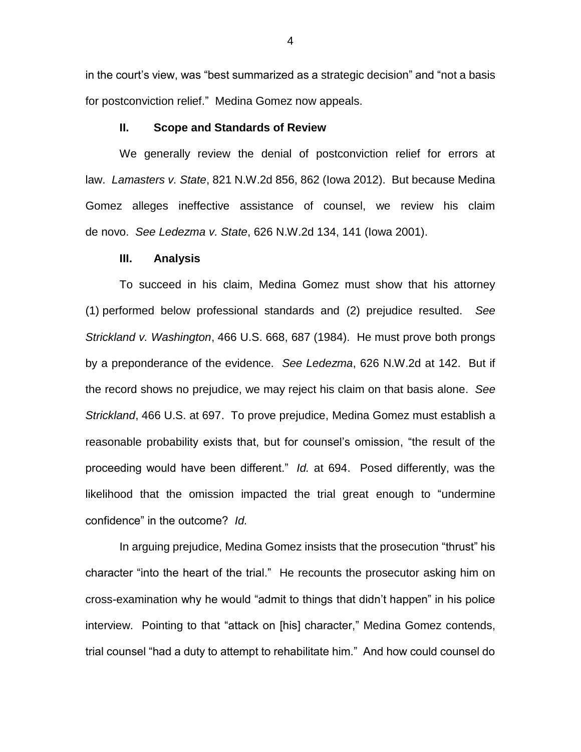in the court's view, was "best summarized as a strategic decision" and "not a basis for postconviction relief." Medina Gomez now appeals.

## II. Scope and Standards of Review

We generally review the denial of postconviction relief for errors at law. *Lamasters v. State*, 821 N.W.2d 856, 862 (Iowa 2012). But because Medina Gomez alleges ineffective assistance of counsel, we review his claim de novo. *See Ledezma v. State*, 626 N.W.2d 134, 141 (Iowa 2001).

## III. Analysis

To succeed in his claim, Medina Gomez must show that his attorney (1) performed below professional standards and (2) prejudice resulted. *See Strickland v. Washington*, 466 U.S. 668, 687 (1984). He must prove both prongs by a preponderance of the evidence. *See Ledezma*, 626 N.W.2d at 142. But if the record shows no prejudice, we may reject his claim on that basis alone. *See Strickland*, 466 U.S. at 697. To prove prejudice, Medina Gomez must establish a reasonable probability exists that, but for counsel's omission, "the result of the proceeding would have been different." *Id.* at 694. Posed differently, was the likelihood that the omission impacted the trial great enough to "undermine confidence" in the outcome? *Id.*

In arguing prejudice, Medina Gomez insists that the prosecution "thrust" his character "into the heart of the trial." He recounts the prosecutor asking him on cross-examination why he would "admit to things that didn't happen" in his police interview. Pointing to that "attack on [his] character," Medina Gomez contends, trial counsel "had a duty to attempt to rehabilitate him." And how could counsel do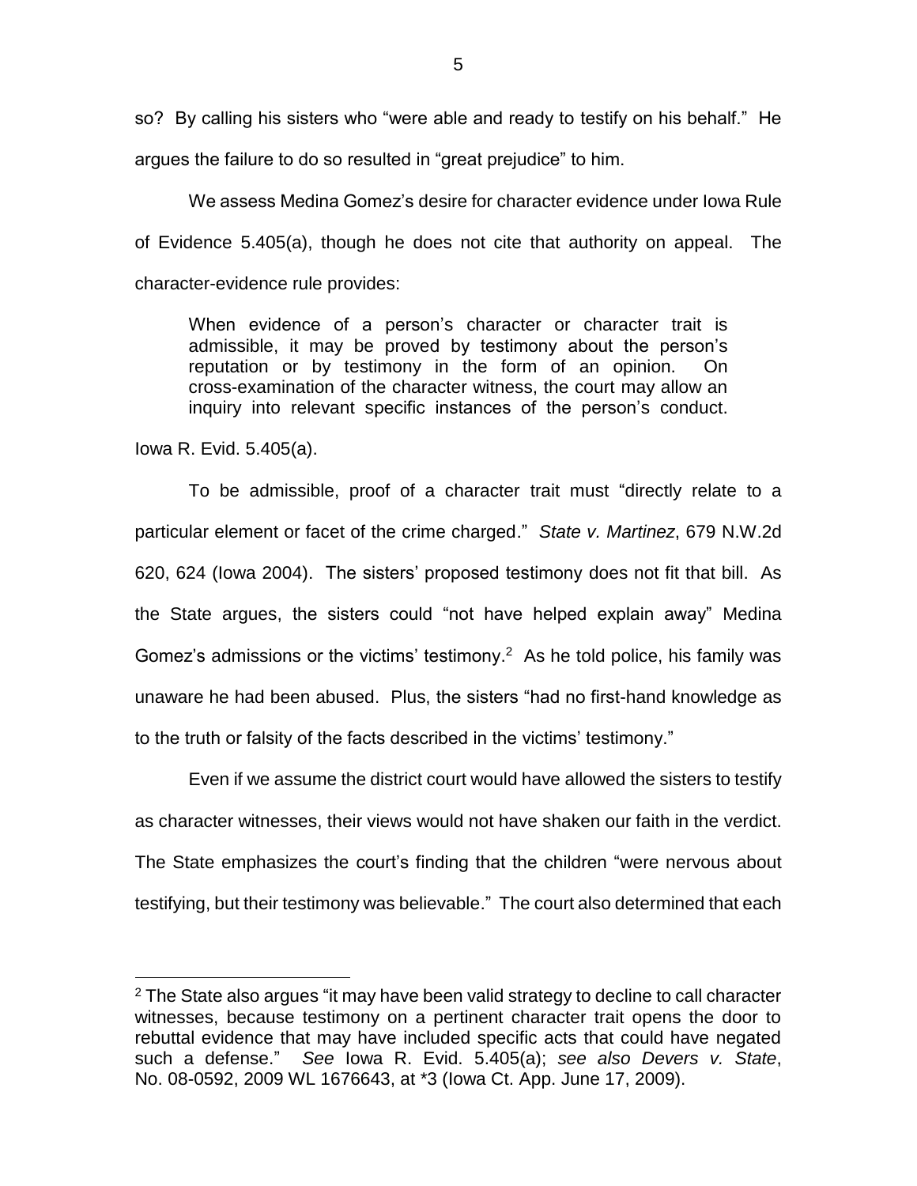so? By calling his sisters who "were able and ready to testify on his behalf." He argues the failure to do so resulted in "great prejudice" to him.

We assess Medina Gomez's desire for character evidence under Iowa Rule of Evidence 5.405(a), though he does not cite that authority on appeal. The character-evidence rule provides:

> When evidence of a person's character or character trait is admissible, it may be proved by testimony about the person's reputation or by testimony in the form of an opinion. On cross-examination of the character witness, the court may allow an inquiry into relevant specific instances of the person's conduct.

Iowa R. Evid. 5.405(a).

To be admissible, proof of a character trait must "directly relate to a particular element or facet of the crime charged." *State v. Martinez*, 679 N.W.2d 620, 624 (Iowa 2004). The sisters' proposed testimony does not fit that bill. As the State argues, the sisters could "not have helped explain away" Medina Gomez's admissions or the victims' testimony.[2] As he told police, his family was unaware he had been abused. Plus, the sisters "had no first-hand knowledge as to the truth or falsity of the facts described in the victims' testimony."

Even if we assume the district court would have allowed the sisters to testify as character witnesses, their views would not have shaken our faith in the verdict. The State emphasizes the court's finding that the children "were nervous about testifying, but their testimony was believable." The court also determined that each

---

[2] The State also argues "it may have been valid strategy to decline to call character witnesses, because testimony on a pertinent character trait opens the door to rebuttal evidence that may have included specific acts that could have negated such a defense." *See* Iowa R. Evid. 5.405(a); *see also Devers v. State*, No. 08-0592, 2009 WL 1676643, at *3 (Iowa Ct. App. June 17, 2009).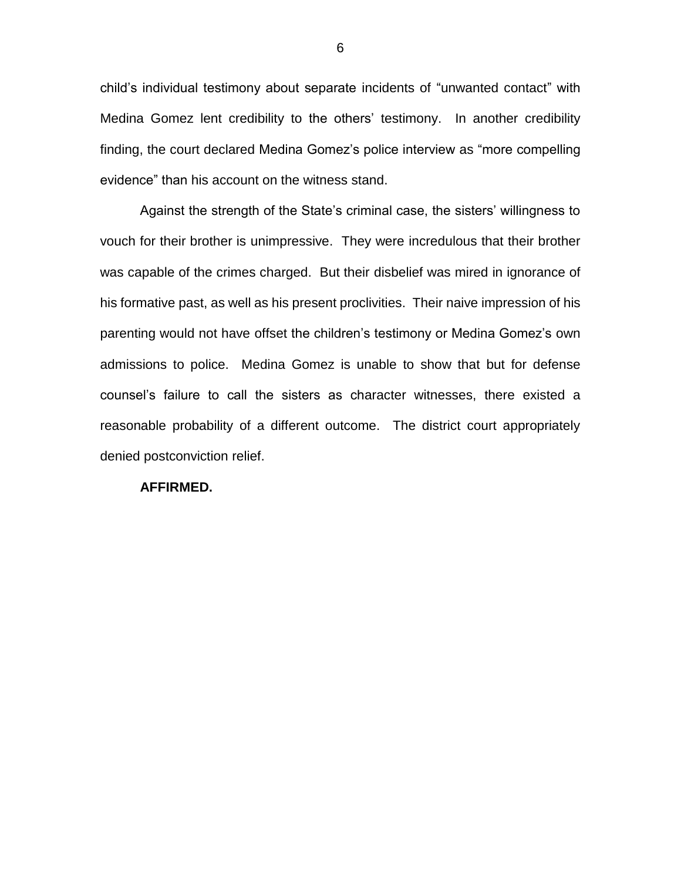child's individual testimony about separate incidents of "unwanted contact" with Medina Gomez lent credibility to the others' testimony. In another credibility finding, the court declared Medina Gomez's police interview as "more compelling evidence" than his account on the witness stand.

Against the strength of the State's criminal case, the sisters' willingness to vouch for their brother is unimpressive. They were incredulous that their brother was capable of the crimes charged. But their disbelief was mired in ignorance of his formative past, as well as his present proclivities. Their naive impression of his parenting would not have offset the children's testimony or Medina Gomez's own admissions to police. Medina Gomez is unable to show that but for defense counsel's failure to call the sisters as character witnesses, there existed a reasonable probability of a different outcome. The district court appropriately denied postconviction relief.

**AFFIRMED.**